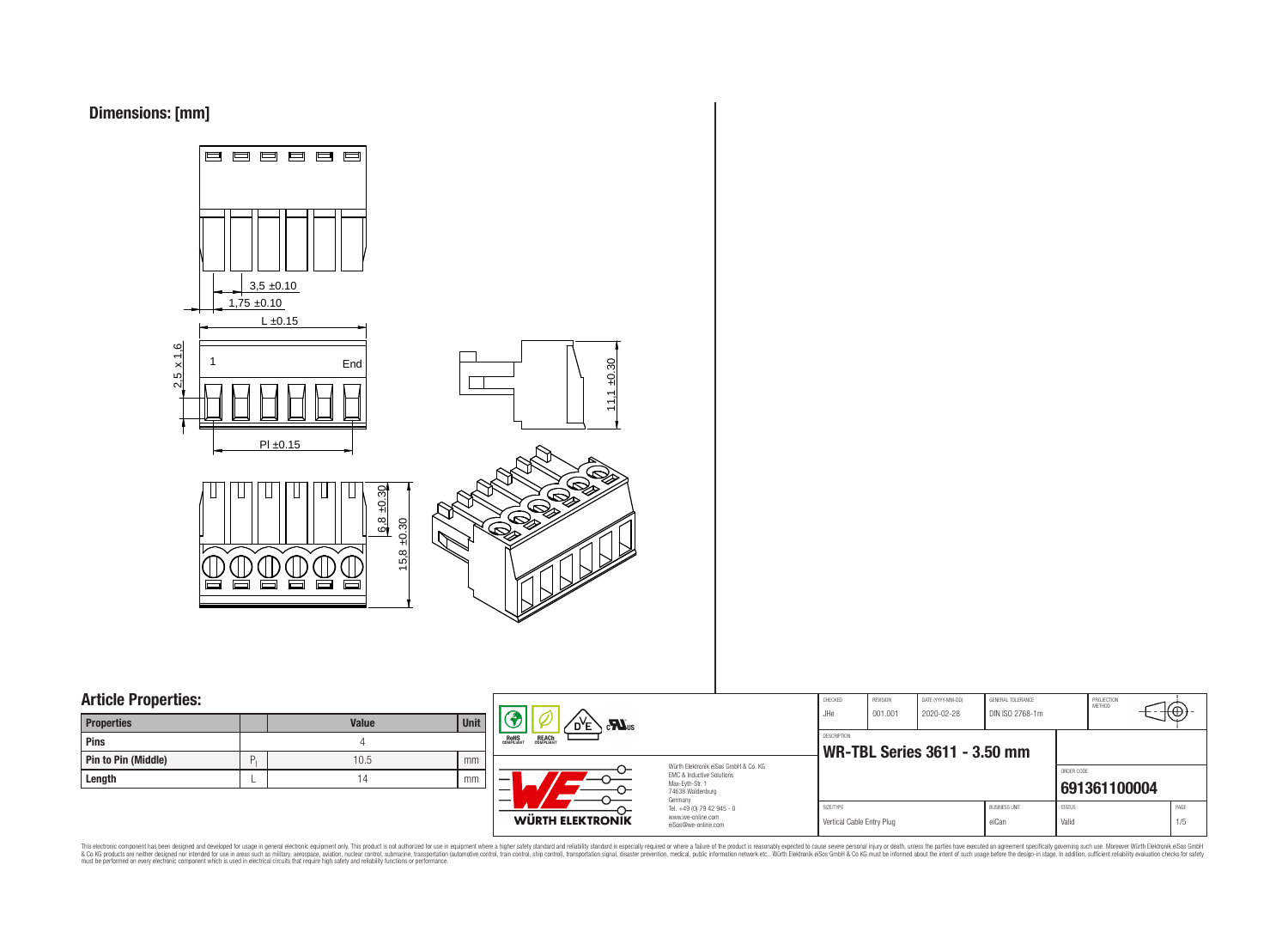## Dimensions: [mm]

3,5 ±0.10

1,75 ±0.10

L ±0.15

2,5 x 1,6

1

End

Pl ±0.15

11,1 ±0.30

6,8 ±0.30

15,8 ±0.30

## Article Properties:

| Properties | | Value | Unit |
|---|---|---|---|
| Pins | | 4 | |
| Pin to Pin (Middle) | $P_l$ | 10.5 | mm |
| Length | L | 14 | mm |

Würth Elektronik eiSos GmbH & Co. KG
EMC & Inductive Solutions
Max-Eyth-Str. 1
74638 Waldenburg
Germany
Tel. +49 (0) 79 42 945 - 0
www.we-online.com
eiSos@we-online.com

| CHECKED | REVISION | DATE (YYYY-MM-DD) | GENERAL TOLERANCE | PROJECTION METHOD |
|---|---|---|---|---|
| JHe | 001.001 | 2020-02-28 | DIN ISO 2768-1m | |

DESCRIPTION

**WR-TBL Series 3611 - 3.50 mm**

ORDER CODE

**691361100004**

| SIZE/TYPE | BUSINESS UNIT | STATUS | PAGE |
|---|---|---|---|
| Vertical Cable Entry Plug | eiCan | Valid | 1/5 |

This electronic component has been designed and developed for usage in general electronic equipment only. This product is not authorized for use in equipment where a higher safety standard and reliability standard is especially required or where a failure of the product is reasonably expected to cause severe personal injury or death, unless the parties have executed an agreement specifically governing such use. Moreover Würth Elektronik eiSos GmbH & Co KG products are neither designed nor intended for use in areas such as military, aerospace, aviation, nuclear control, submarine, transportation (automotive control, train control, ship control), transportation signal, disaster prevention, medical, public information network etc.. Würth Elektronik eiSos GmbH & Co KG must be informed about the intent of such usage before the design-in stage. In addition, sufficient reliability evaluation checks for safety must be performed on every electronic component which is used in electrical circuits that require high safety and reliability functions or performance.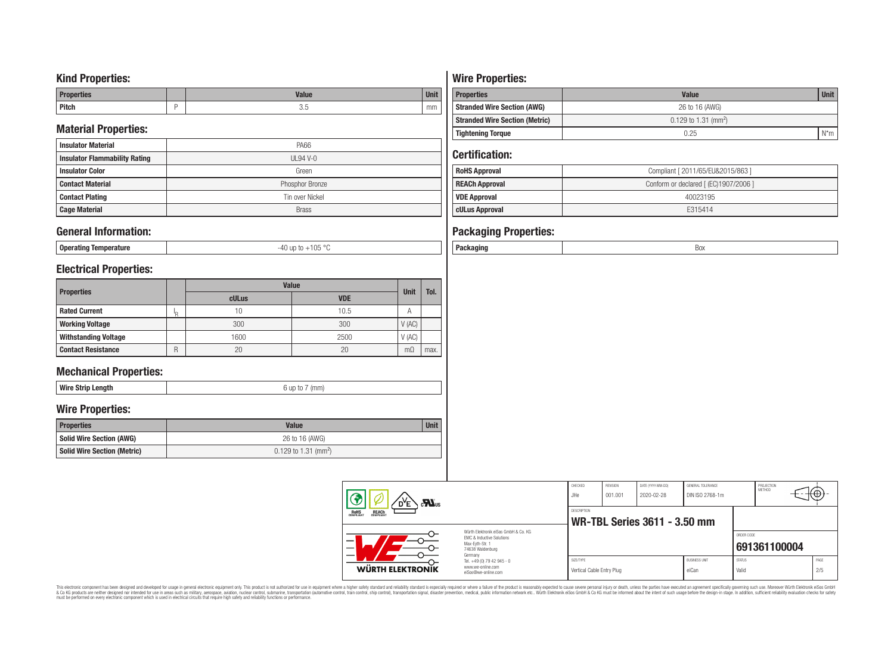## Kind Properties:

| Properties | | Value | Unit |
|---|---|---|---|
| Pitch | P | 3.5 | mm |

## Material Properties:

| | |
|---|---|
| Insulator Material | PA66 |
| Insulator Flammability Rating | UL94 V-0 |
| Insulator Color | Green |
| Contact Material | Phosphor Bronze |
| Contact Plating | Tin over Nickel |
| Cage Material | Brass |

## General Information:

| | |
|---|---|
| Operating Temperature | -40 up to +105 °C |

## Electrical Properties:

| Properties | | Value | | Unit | Tol. |
|---|---|---|---|---|---|
| | | cULus | VDE | | |
| Rated Current | $I_R$ | 10 | 10.5 | A | |
| Working Voltage | | 300 | 300 | V (AC) | |
| Withstanding Voltage | | 1600 | 2500 | V (AC) | |
| Contact Resistance | R | 20 | 20 | mΩ | max. |

## Mechanical Properties:

| | |
|---|---|
| Wire Strip Length | 6 up to 7 (mm) |

## Wire Properties:

| Properties | Value | Unit |
|---|---|---|
| Solid Wire Section (AWG) | 26 to 16 (AWG) | |
| Solid Wire Section (Metric) | 0.129 to 1.31 ($mm^2$) | |

## Wire Properties:

| Properties | Value | Unit |
|---|---|---|
| Stranded Wire Section (AWG) | 26 to 16 (AWG) | |
| Stranded Wire Section (Metric) | 0.129 to 1.31 ($mm^2$) | |
| Tightening Torque | 0.25 | N*m |

## Certification:

| | |
|---|---|
| RoHS Approval | Compliant [ 2011/65/EU&2015/863 ] |
| REACh Approval | Conform or declared [ (EC)1907/2006 ] |
| VDE Approval | 40023195 |
| cULus Approval | E315414 |

## Packaging Properties:

| | |
|---|---|
| Packaging | Box |

| CHECKED | REVISION | DATE (YYYY-MM-DD) | GENERAL TOLERANCE | PROJECTION METHOD |
|---|---|---|---|---|
| JHe | 001.001 | 2020-02-28 | DIN ISO 2768-1m | |

DESCRIPTION: **WR-TBL Series 3611 - 3.50 mm**

ORDER CODE: **691361100004**

| SIZE/TYPE | BUSINESS UNIT | STATUS | PAGE |
|---|---|---|---|
| Vertical Cable Entry Plug | eiCan | Valid | 2/5 |

Würth Elektronik eiSos GmbH & Co. KG
EMC & Inductive Solutions
Max-Eyth-Str. 1
74638 Waldenburg
Germany
Tel. +49 (0) 79 42 945 - 0
www.we-online.com
eiSos@we-online.com

WÜRTH ELEKTRONIK

This electronic component has been designed and developed for usage in general electronic equipment only. This product is not authorized for use in equipment where a higher safety standard and reliability standard is especially required or where a failure of the product is reasonably expected to cause severe personal injury or death, unless the parties have executed an agreement specifically governing such use. Moreover Würth Elektronik eiSos GmbH & Co KG products are neither designed nor intended for use in areas such as military, aerospace, aviation, nuclear control, submarine, transportation (automotive control, train control, ship control), transportation signal, disaster prevention, medical, public information network etc.. Würth Elektronik eiSos GmbH & Co KG must be informed about the intent of such usage before the design-in stage. In addition, sufficient reliability evaluation checks for safety must be performed on every electronic component which is used in electrical circuits that require high safety and reliability functions or performance.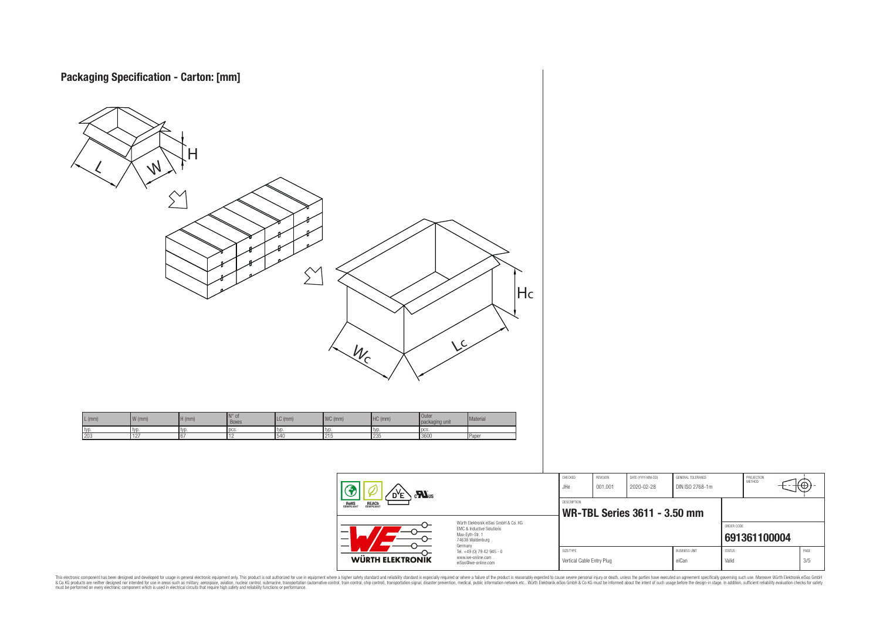## Packaging Specification - Carton: [mm]

H

L

W

Hc

Wc

Lc

| L (mm) | W (mm) | H (mm) | N° of Boxes | LC (mm) | WC (mm) | HC (mm) | Outer packaging unit | Material |
|---|---|---|---|---|---|---|---|---|
| typ. | typ. | typ. | pcs. | typ. | typ. | typ. | pcs. | |
| 203 | 127 | 67 | 12 | 540 | 215 | 235 | 3600 | Paper |

| CHECKED | REVISION | DATE (YYYY-MM-DD) | GENERAL TOLERANCE | PROJECTION METHOD |
|---|---|---|---|---|
| JHe | 001.001 | 2020-02-28 | DIN ISO 2768-1m | |

DESCRIPTION
**WR-TBL Series 3611 - 3.50 mm**

ORDER CODE
**691361100004**

| SIZE/TYPE | BUSINESS UNIT | STATUS | PAGE |
|---|---|---|---|
| Vertical Cable Entry Plug | eiCan | Valid | 3/5 |

Würth Elektronik eiSos GmbH & Co. KG
EMC & Inductive Solutions
Max-Eyth-Str. 1
74638 Waldenburg
Germany
Tel. +49 (0) 79 42 945 - 0
www.we-online.com
eiSos@we-online.com

WÜRTH ELEKTRONIK

RoHS COMPLIANT REACh COMPLIANT

This electronic component has been designed and developed for usage in general electronic equipment only. This product is not authorized for use in equipment where a higher safety standard and reliability standard is especially required or where a failure of the product is reasonably expected to cause severe personal injury or death, unless the parties have executed an agreement specifically governing such use. Moreover Würth Elektronik eiSos GmbH & Co KG products are neither designed nor intended for use in areas such as military, aerospace, aviation, nuclear control, submarine, transportation (automotive control, train control, ship control), transportation signal, disaster prevention, medical, public information network etc.. Würth Elektronik eiSos GmbH & Co KG must be informed about the intent of such usage before the design-in stage. In addition, sufficient reliability evaluation checks for safety must be performed on every electronic component which is used in electrical circuits that require high safety and reliability functions or performance.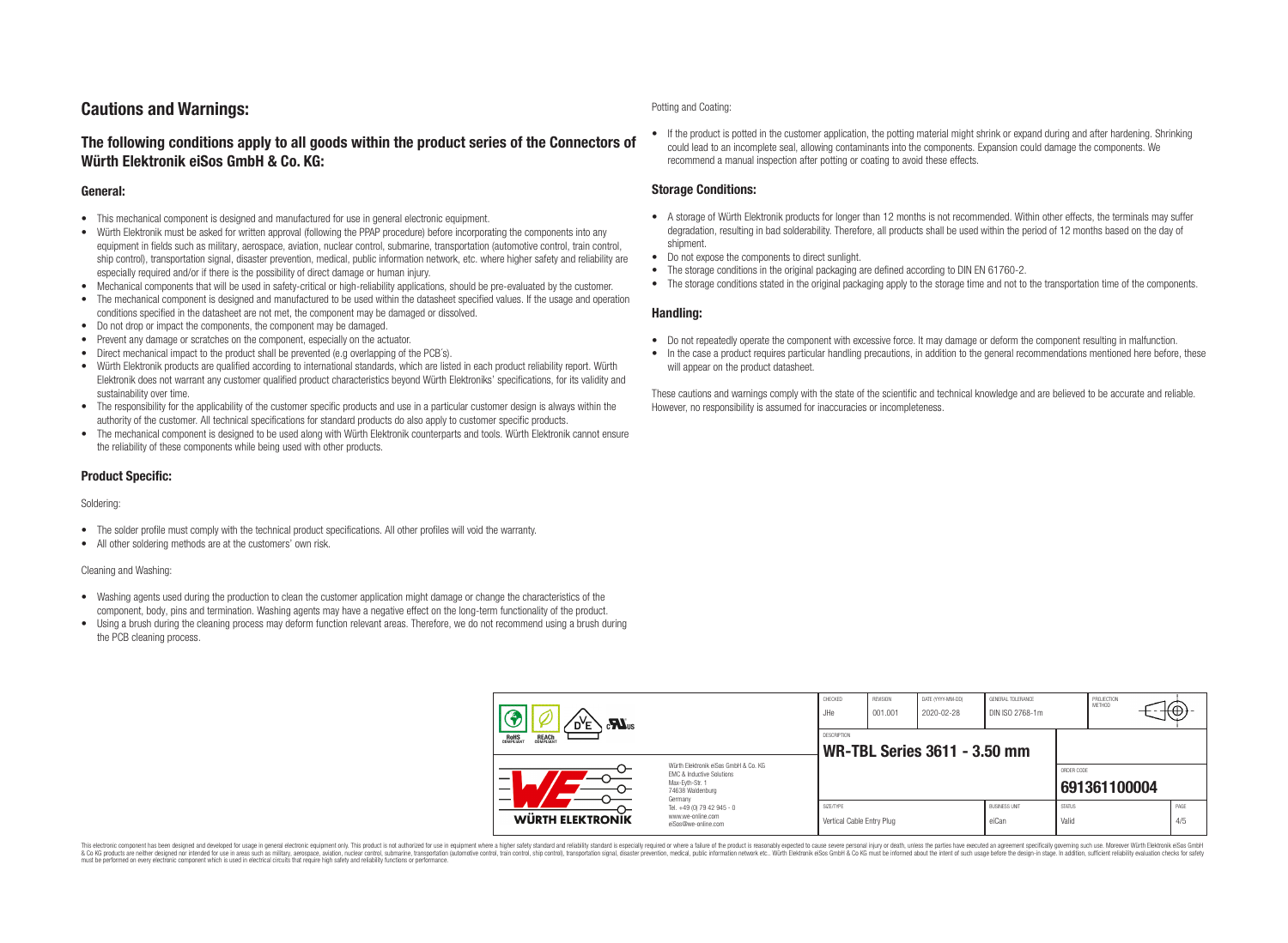# Cautions and Warnings:

## The following conditions apply to all goods within the product series of the Connectors of Würth Elektronik eiSos GmbH & Co. KG:

### General:

- This mechanical component is designed and manufactured for use in general electronic equipment.
- Würth Elektronik must be asked for written approval (following the PPAP procedure) before incorporating the components into any equipment in fields such as military, aerospace, aviation, nuclear control, submarine, transportation (automotive control, train control, ship control), transportation signal, disaster prevention, medical, public information network, etc. where higher safety and reliability are especially required and/or if there is the possibility of direct damage or human injury.
- Mechanical components that will be used in safety-critical or high-reliability applications, should be pre-evaluated by the customer.
- The mechanical component is designed and manufactured to be used within the datasheet specified values. If the usage and operation conditions specified in the datasheet are not met, the component may be damaged or dissolved.
- Do not drop or impact the components, the component may be damaged.
- Prevent any damage or scratches on the component, especially on the actuator.
- Direct mechanical impact to the product shall be prevented (e.g overlapping of the PCB´s).
- Würth Elektronik products are qualified according to international standards, which are listed in each product reliability report. Würth Elektronik does not warrant any customer qualified product characteristics beyond Würth Elektroniks' specifications, for its validity and sustainability over time.
- The responsibility for the applicability of the customer specific products and use in a particular customer design is always within the authority of the customer. All technical specifications for standard products do also apply to customer specific products.
- The mechanical component is designed to be used along with Würth Elektronik counterparts and tools. Würth Elektronik cannot ensure the reliability of these components while being used with other products.

### Product Specific:

Soldering:

- The solder profile must comply with the technical product specifications. All other profiles will void the warranty.
- All other soldering methods are at the customers' own risk.

Cleaning and Washing:

- Washing agents used during the production to clean the customer application might damage or change the characteristics of the component, body, pins and termination. Washing agents may have a negative effect on the long-term functionality of the product.
- Using a brush during the cleaning process may deform function relevant areas. Therefore, we do not recommend using a brush during the PCB cleaning process.

Potting and Coating:

- If the product is potted in the customer application, the potting material might shrink or expand during and after hardening. Shrinking could lead to an incomplete seal, allowing contaminants into the components. Expansion could damage the components. We recommend a manual inspection after potting or coating to avoid these effects.

### Storage Conditions:

- A storage of Würth Elektronik products for longer than 12 months is not recommended. Within other effects, the terminals may suffer degradation, resulting in bad solderability. Therefore, all products shall be used within the period of 12 months based on the day of shipment.
- Do not expose the components to direct sunlight.
- The storage conditions in the original packaging are defined according to DIN EN 61760-2.
- The storage conditions stated in the original packaging apply to the storage time and not to the transportation time of the components.

### Handling:

- Do not repeatedly operate the component with excessive force. It may damage or deform the component resulting in malfunction.
- In the case a product requires particular handling precautions, in addition to the general recommendations mentioned here before, these will appear on the product datasheet.

These cautions and warnings comply with the state of the scientific and technical knowledge and are believed to be accurate and reliable. However, no responsibility is assumed for inaccuracies or incompleteness.

| CHECKED | REVISION | DATE (YYYY-MM-DD) | GENERAL TOLERANCE | PROJECTION METHOD |
|---|---|---|---|---|
| JHe | 001.001 | 2020-02-28 | DIN ISO 2768-1m | |

DESCRIPTION: **WR-TBL Series 3611 - 3.50 mm**

ORDER CODE: **691361100004**

| SIZE/TYPE | BUSINESS UNIT | STATUS | PAGE |
|---|---|---|---|
| Vertical Cable Entry Plug | eiCan | Valid | 4/5 |

Würth Elektronik eiSos GmbH & Co. KG
EMC & Inductive Solutions
Max-Eyth-Str. 1
74638 Waldenburg
Germany
Tel. +49 (0) 79 42 945 - 0
www.we-online.com
eiSos@we-online.com

This electronic component has been designed and developed for usage in general electronic equipment only. This product is not authorized for use in equipment where a higher safety standard and reliability standard is especially required or where a failure of the product is reasonably expected to cause severe personal injury or death, unless the parties have executed an agreement specifically governing such use. Moreover Würth Elektronik eiSos GmbH & Co KG products are neither designed nor intended for use in areas such as military, aerospace, aviation, nuclear control, submarine, transportation (automotive control, train control, ship control), transportation signal, disaster prevention, medical, public information network etc.. Würth Elektronik eiSos GmbH & Co KG must be informed about the intent of such usage before the design-in stage. In addition, sufficient reliability evaluation checks for safety must be performed on every electronic component which is used in electrical circuits that require high safety and reliability functions or performance.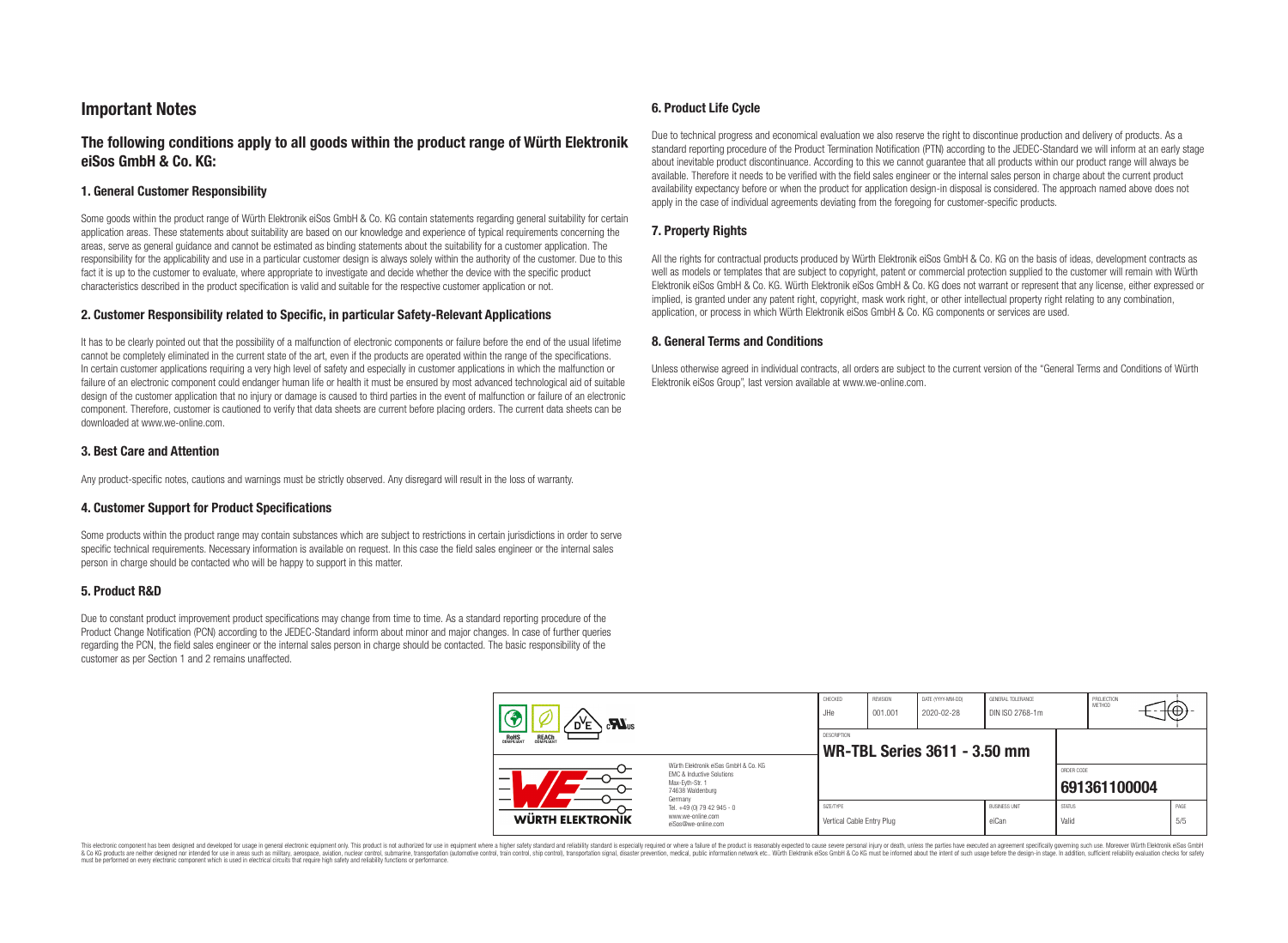# Important Notes

## The following conditions apply to all goods within the product range of Würth Elektronik eiSos GmbH & Co. KG:

### 1. General Customer Responsibility

Some goods within the product range of Würth Elektronik eiSos GmbH & Co. KG contain statements regarding general suitability for certain application areas. These statements about suitability are based on our knowledge and experience of typical requirements concerning the areas, serve as general guidance and cannot be estimated as binding statements about the suitability for a customer application. The responsibility for the applicability and use in a particular customer design is always solely within the authority of the customer. Due to this fact it is up to the customer to evaluate, where appropriate to investigate and decide whether the device with the specific product characteristics described in the product specification is valid and suitable for the respective customer application or not.

### 2. Customer Responsibility related to Specific, in particular Safety-Relevant Applications

It has to be clearly pointed out that the possibility of a malfunction of electronic components or failure before the end of the usual lifetime cannot be completely eliminated in the current state of the art, even if the products are operated within the range of the specifications. In certain customer applications requiring a very high level of safety and especially in customer applications in which the malfunction or failure of an electronic component could endanger human life or health it must be ensured by most advanced technological aid of suitable design of the customer application that no injury or damage is caused to third parties in the event of malfunction or failure of an electronic component. Therefore, customer is cautioned to verify that data sheets are current before placing orders. The current data sheets can be downloaded at www.we-online.com.

### 3. Best Care and Attention

Any product-specific notes, cautions and warnings must be strictly observed. Any disregard will result in the loss of warranty.

### 4. Customer Support for Product Specifications

Some products within the product range may contain substances which are subject to restrictions in certain jurisdictions in order to serve specific technical requirements. Necessary information is available on request. In this case the field sales engineer or the internal sales person in charge should be contacted who will be happy to support in this matter.

### 5. Product R&D

Due to constant product improvement product specifications may change from time to time. As a standard reporting procedure of the Product Change Notification (PCN) according to the JEDEC-Standard inform about minor and major changes. In case of further queries regarding the PCN, the field sales engineer or the internal sales person in charge should be contacted. The basic responsibility of the customer as per Section 1 and 2 remains unaffected.

### 6. Product Life Cycle

Due to technical progress and economical evaluation we also reserve the right to discontinue production and delivery of products. As a standard reporting procedure of the Product Termination Notification (PTN) according to the JEDEC-Standard we will inform at an early stage about inevitable product discontinuance. According to this we cannot guarantee that all products within our product range will always be available. Therefore it needs to be verified with the field sales engineer or the internal sales person in charge about the current product availability expectancy before or when the product for application design-in disposal is considered. The approach named above does not apply in the case of individual agreements deviating from the foregoing for customer-specific products.

### 7. Property Rights

All the rights for contractual products produced by Würth Elektronik eiSos GmbH & Co. KG on the basis of ideas, development contracts as well as models or templates that are subject to copyright, patent or commercial protection supplied to the customer will remain with Würth Elektronik eiSos GmbH & Co. KG. Würth Elektronik eiSos GmbH & Co. KG does not warrant or represent that any license, either expressed or implied, is granted under any patent right, copyright, mask work right, or other intellectual property right relating to any combination, application, or process in which Würth Elektronik eiSos GmbH & Co. KG components or services are used.

### 8. General Terms and Conditions

Unless otherwise agreed in individual contracts, all orders are subject to the current version of the "General Terms and Conditions of Würth Elektronik eiSos Group", last version available at www.we-online.com.

| | | | | | | |
|---|---|---|---|---|---|---|
| CHECKED: JHe | REVISION: 001.001 | DATE (YYYY-MM-DD): 2020-02-28 | GENERAL TOLERANCE: DIN ISO 2768-1m | | PROJECTION METHOD | |
| DESCRIPTION: **WR-TBL Series 3611 - 3.50 mm** | | | | | | |
| Würth Elektronik eiSos GmbH & Co. KG, EMC & Inductive Solutions, Max-Eyth-Str. 1, 74638 Waldenburg, Germany, Tel. +49 (0) 79 42 945 - 0, www.we-online.com, eiSos@we-online.com | | | | ORDER CODE: **691361100004** | | |
| SIZE/TYPE: Vertical Cable Entry Plug | | | BUSINESS UNIT: eiCan | STATUS: Valid | | PAGE: 5/5 |

This electronic component has been designed and developed for usage in general electronic equipment only. This product is not authorized for use in equipment where a higher safety standard and reliability standard is especially required or where a failure of the product is reasonably expected to cause severe personal injury or death, unless the parties have executed an agreement specifically governing such use. Moreover Würth Elektronik eiSos GmbH & Co KG products are neither designed nor intended for use in areas such as military, aerospace, aviation, nuclear control, submarine, transportation (automotive control, train control, ship control), transportation signal, disaster prevention, medical, public information network etc.. Würth Elektronik eiSos GmbH & Co KG must be informed about the intent of such usage before the design-in stage. In addition, sufficient reliability evaluation checks for safety must be performed on every electronic component which is used in electrical circuits that require high safety and reliability functions or performance.